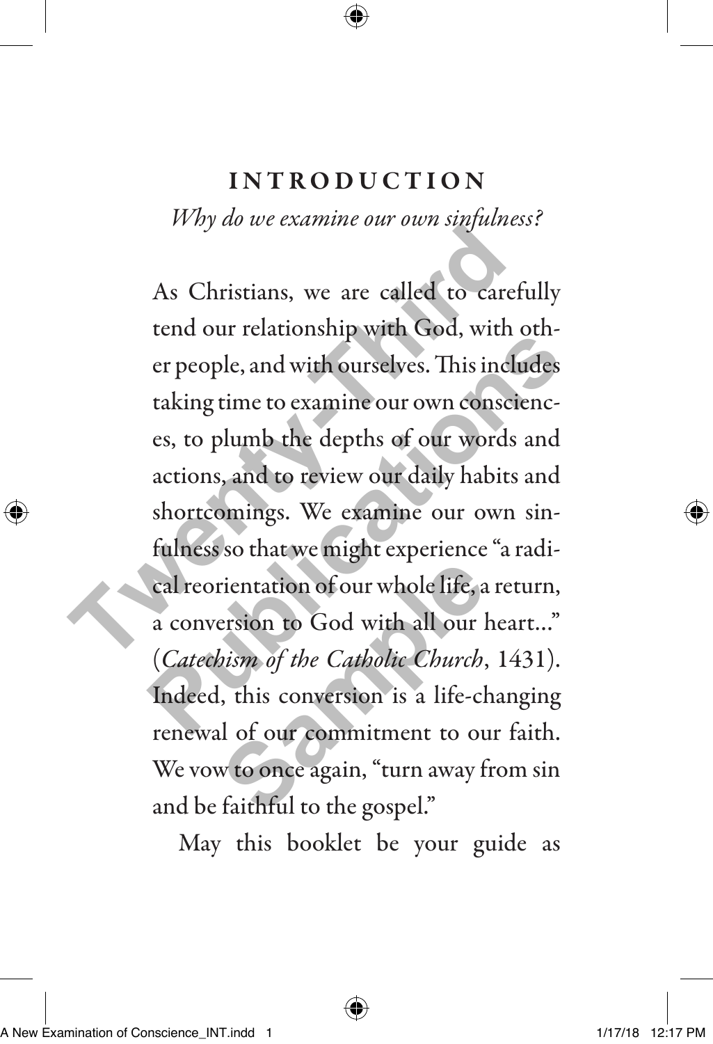# INTRODUCTION

*Why do we examine our own sinfulness?*

As Christians, we are called to carefully tend our relationship with God, with other people, and with ourselves. This includes taking time to examine our own consciences, to plumb the depths of our words and actions, and to review our daily habits and shortcomings. We examine our own sinfulness so that we might experience "a radical reorientation of our whole life, a return, a conversion to God with all our heart..." (*Catechism of the Catholic Church*, 1431). Indeed, this conversion is a life-changing renewal of our commitment to our faith. We vow to once again, "turn away from sin and be faithful to the gospel."

May this booklet be your guide as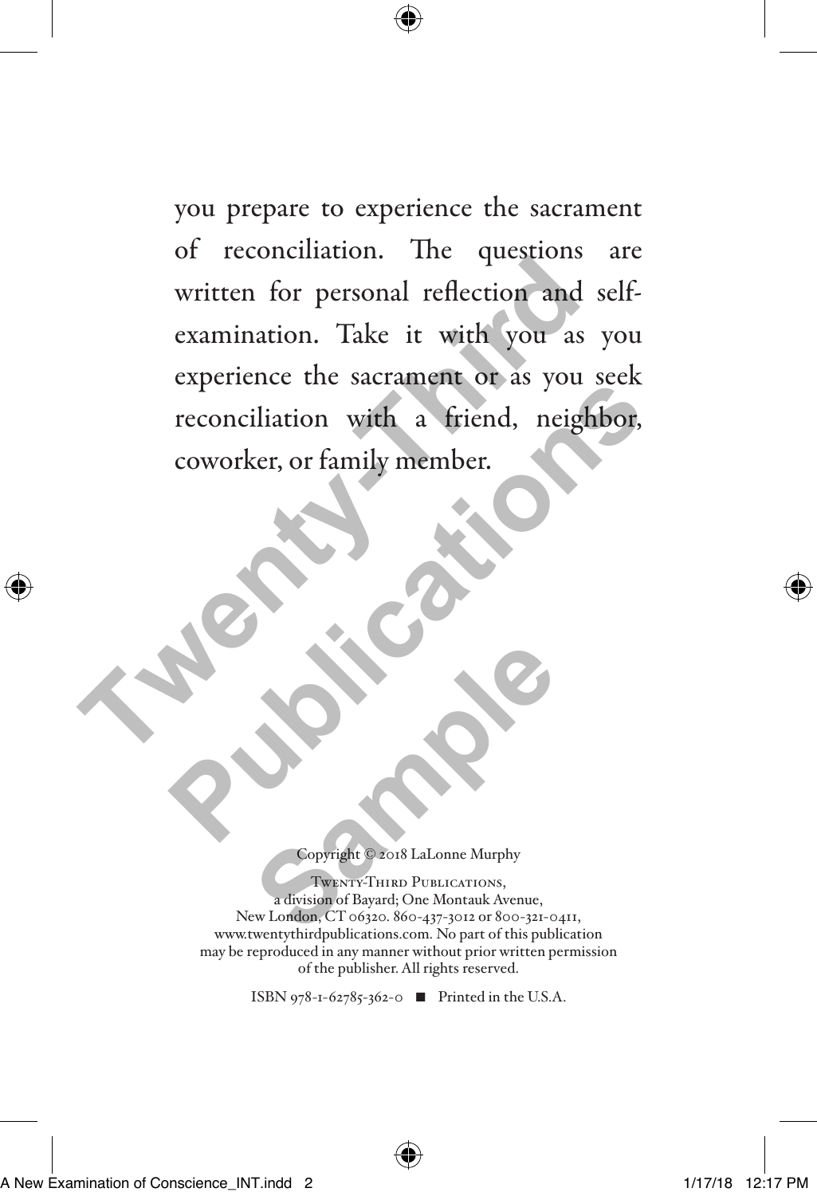you prepare to experience the sacrament of reconciliation. The questions are written for personal reflection and self-examination. Take it with you as you experience the sacrament or as you seek reconciliation with a friend, neighbor, coworker, or family member.

Copyright © 2018 LaLonne Murphy

Twenty-Third Publications, a division of Bayard; One Montauk Avenue, New London, CT 06320. 860-437-3012 or 800-321-0411, www.twentythirdpublications.com. No part of this publication may be reproduced in any manner without prior written permission of the publisher. All rights reserved.

ISBN 978-1-62785-362-0 ■ Printed in the U.S.A.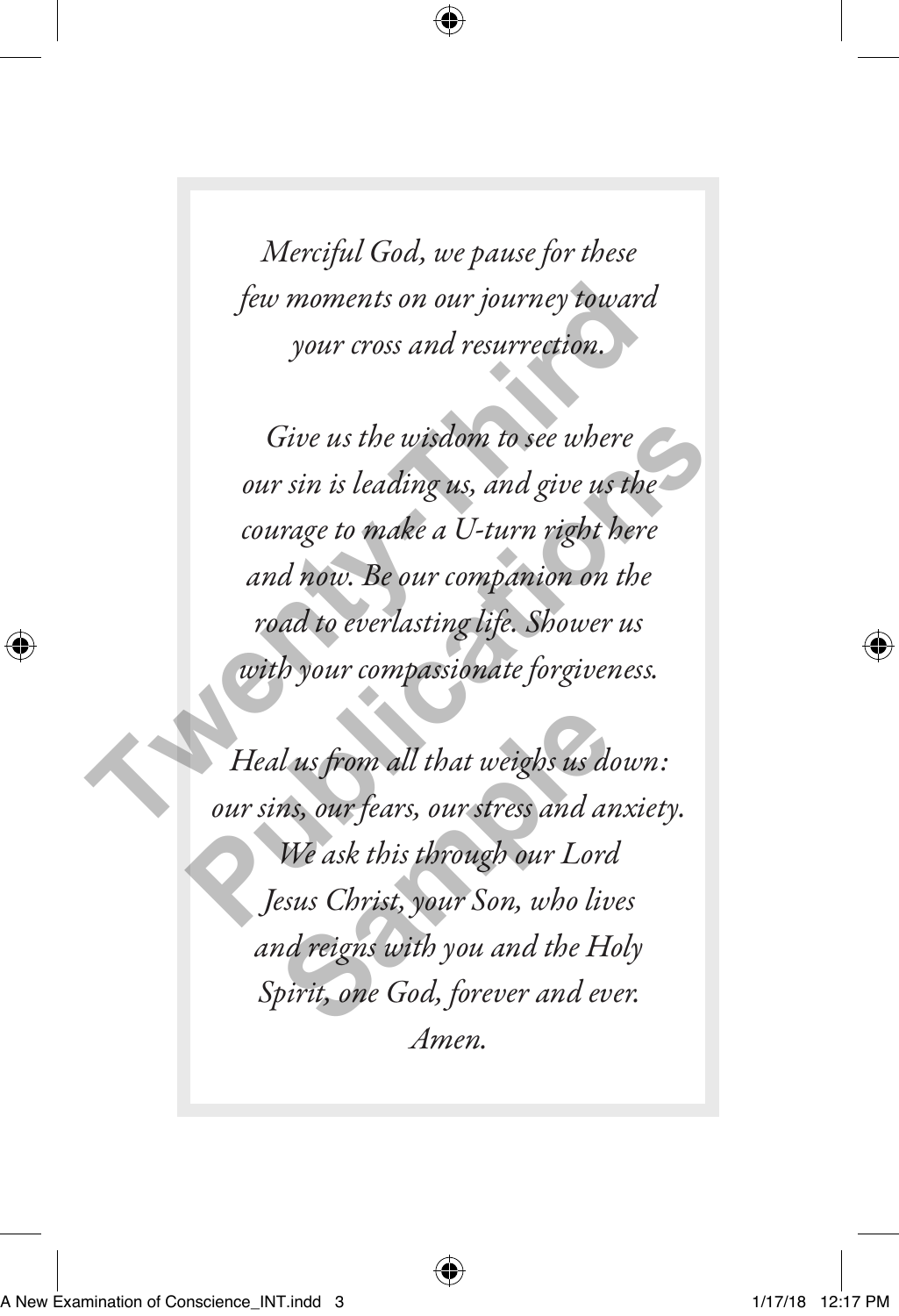*Merciful God, we pause for these few moments on our journey toward your cross and resurrection.*

*Give us the wisdom to see where our sin is leading us, and give us the courage to make a U-turn right here and now. Be our companion on the road to everlasting life. Shower us with your compassionate forgiveness.*

*Heal us from all that weighs us down: our sins, our fears, our stress and anxiety. We ask this through our Lord Jesus Christ, your Son, who lives and reigns with you and the Holy Spirit, one God, forever and ever. Amen.*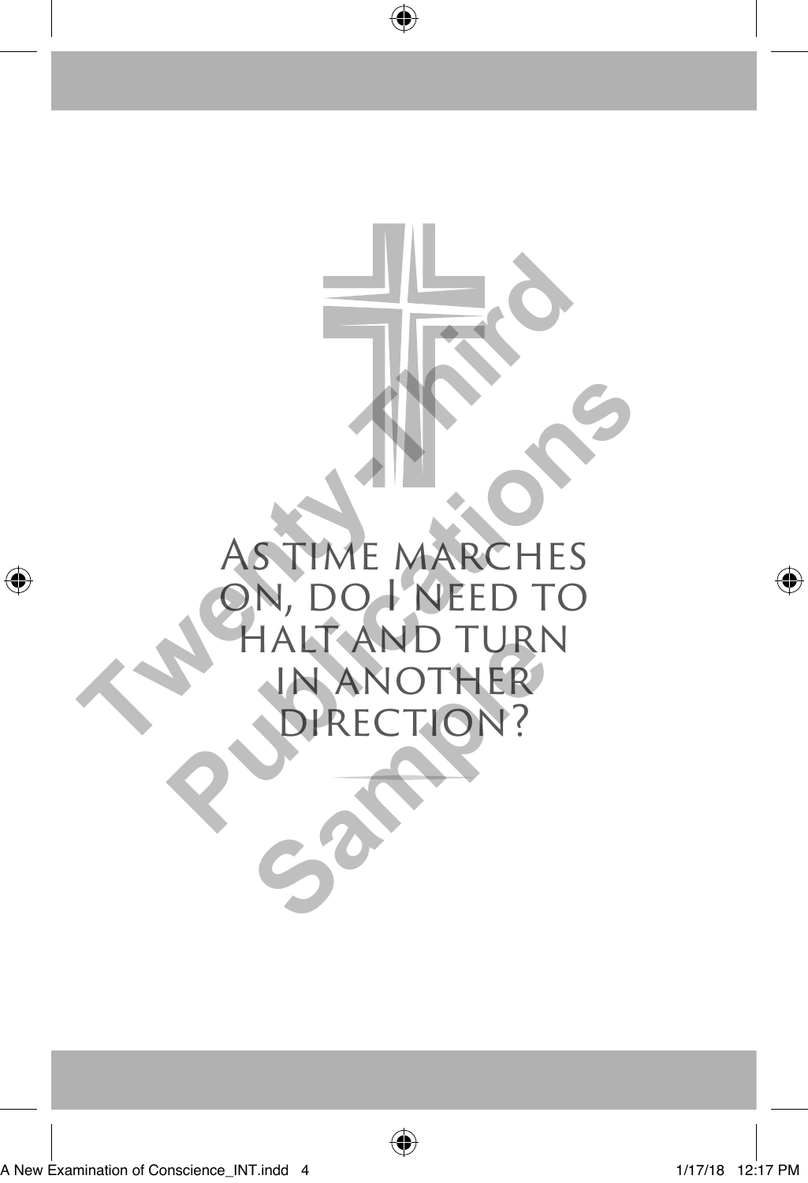# As time marches on, do I need to halt and turn in another direction?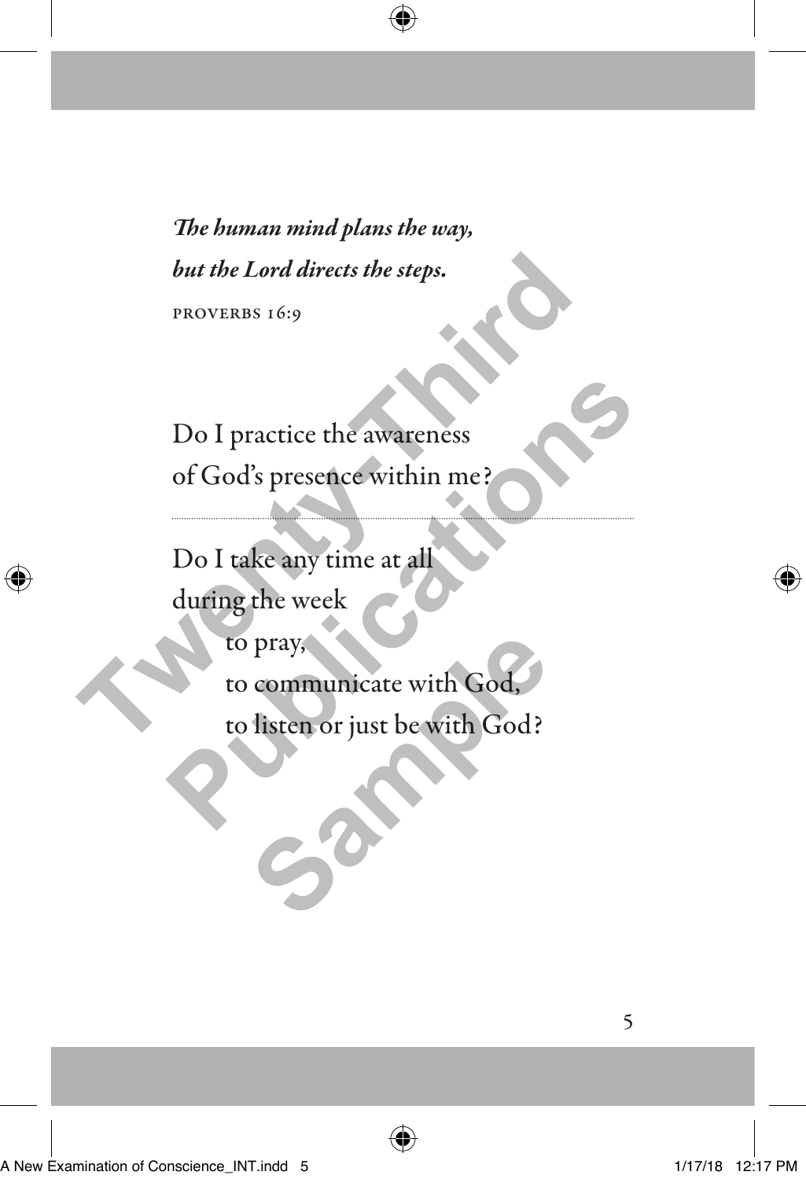***The human mind plans the way,***
***but the Lord directs the steps.***

PROVERBS 16:9

Do I practice the awareness
of God's presence within me?

---

Do I take any time at all
during the week
  to pray,
  to communicate with God,
  to listen or just be with God?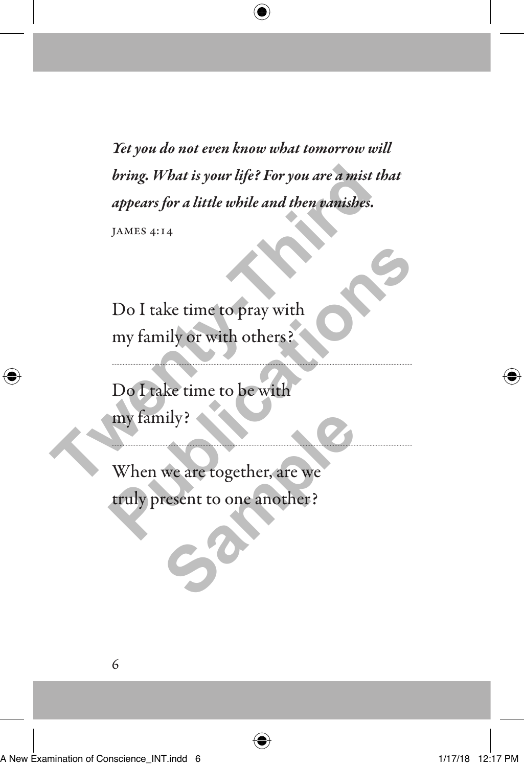*Yet you do not even know what tomorrow will bring. What is your life? For you are a mist that appears for a little while and then vanishes.*

JAMES 4:14

Do I take time to pray with my family or with others?

---

Do I take time to be with my family?

---

When we are together, are we truly present to one another?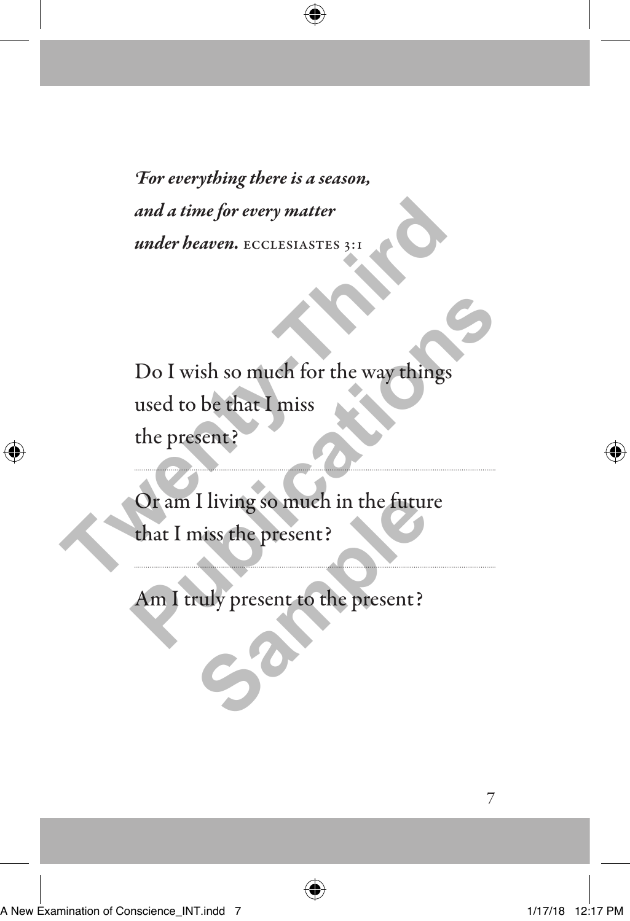***For everything there is a season,***
***and a time for every matter***
***under heaven.*** ECCLESIASTES 3:1

Do I wish so much for the way things
used to be that I miss
the present?

---

Or am I living so much in the future
that I miss the present?

---

Am I truly present to the present?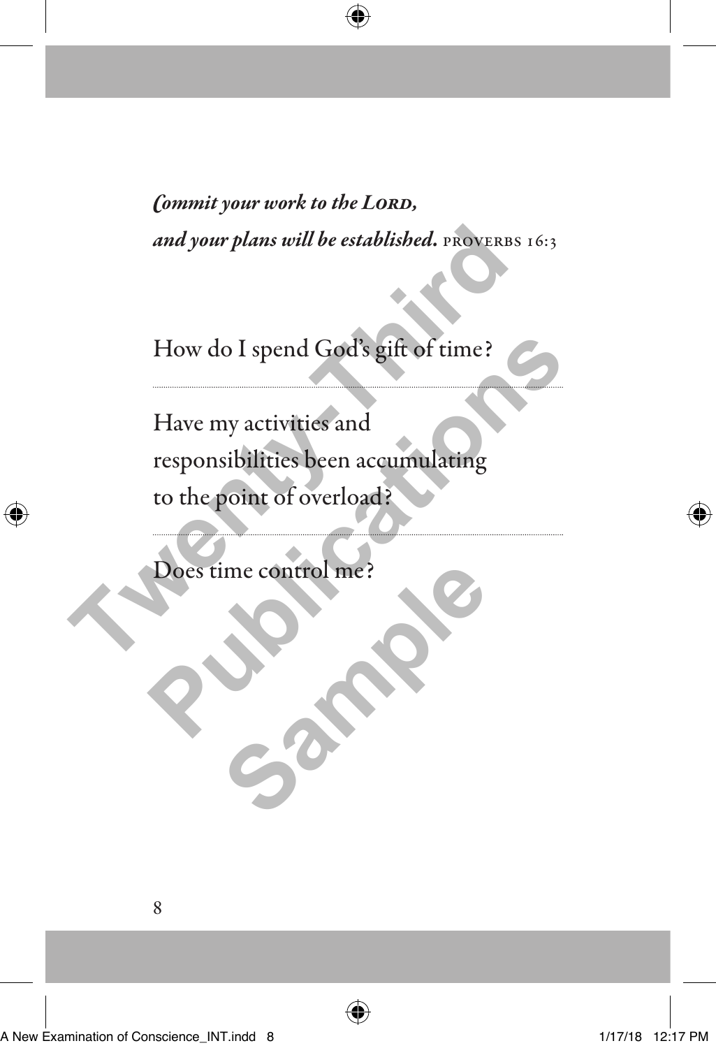*Commit your work to the LORD,*
*and your plans will be established.* PROVERBS 16:3

How do I spend God's gift of time?

---

Have my activities and responsibilities been accumulating to the point of overload?

---

Does time control me?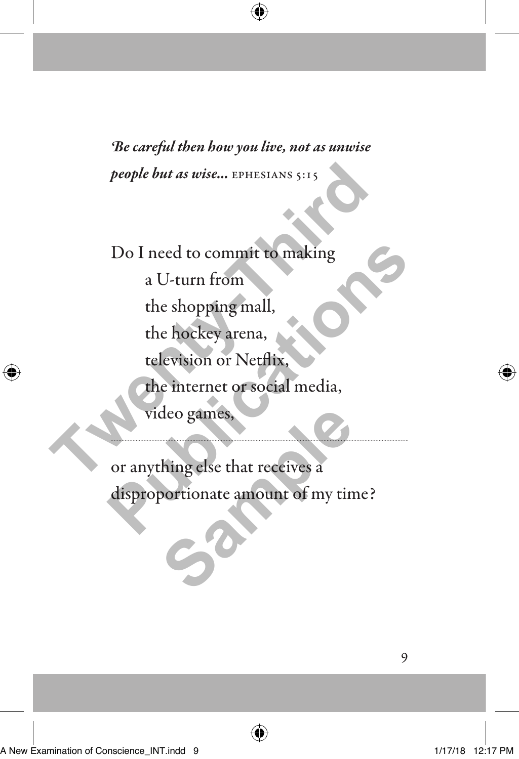*Be careful then how you live, not as unwise people but as wise...* EPHESIANS 5:15

Do I need to commit to making
&nbsp;&nbsp;&nbsp;&nbsp;a U-turn from
&nbsp;&nbsp;&nbsp;&nbsp;the shopping mall,
&nbsp;&nbsp;&nbsp;&nbsp;the hockey arena,
&nbsp;&nbsp;&nbsp;&nbsp;television or Netflix,
&nbsp;&nbsp;&nbsp;&nbsp;the internet or social media,
&nbsp;&nbsp;&nbsp;&nbsp;video games,

---

or anything else that receives a
disproportionate amount of my time?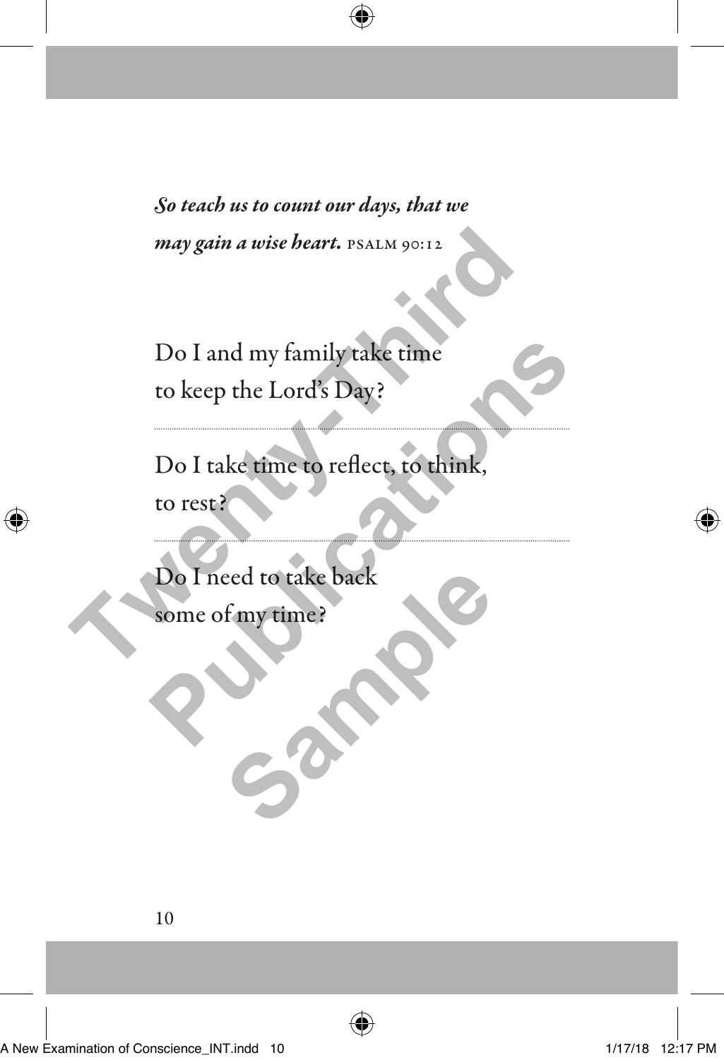***So teach us to count our days, that we may gain a wise heart.*** PSALM 90:12

Do I and my family take time to keep the Lord's Day?

---

Do I take time to reflect, to think, to rest?

---

Do I need to take back some of my time?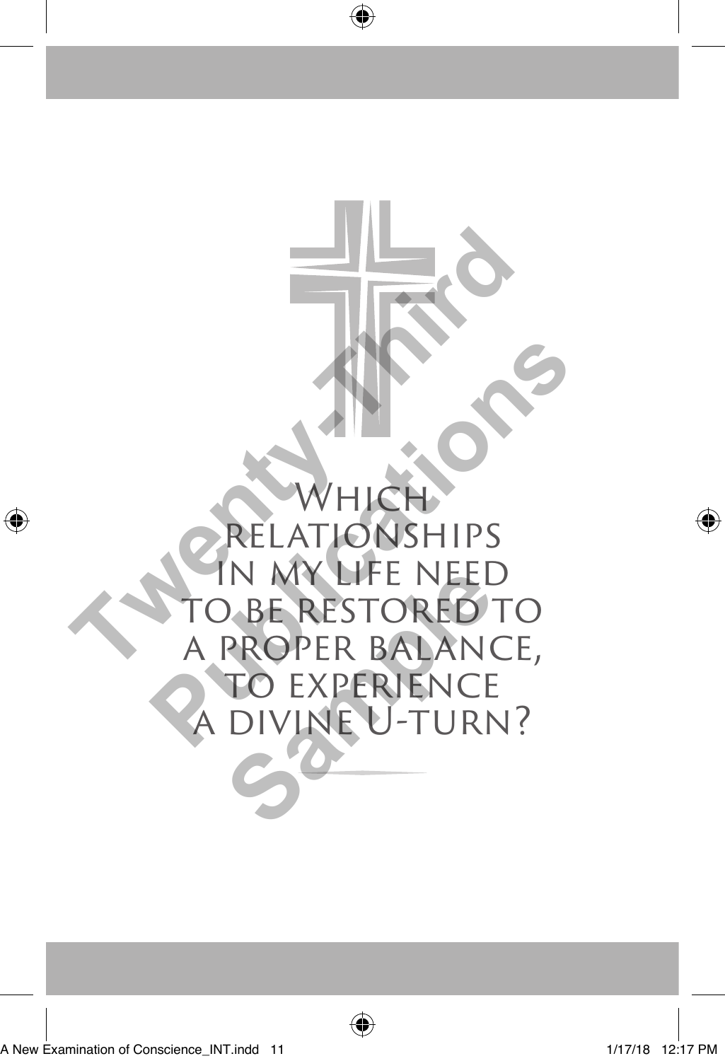Which relationships in my life need to be restored to a proper balance, to experience a divine U-turn?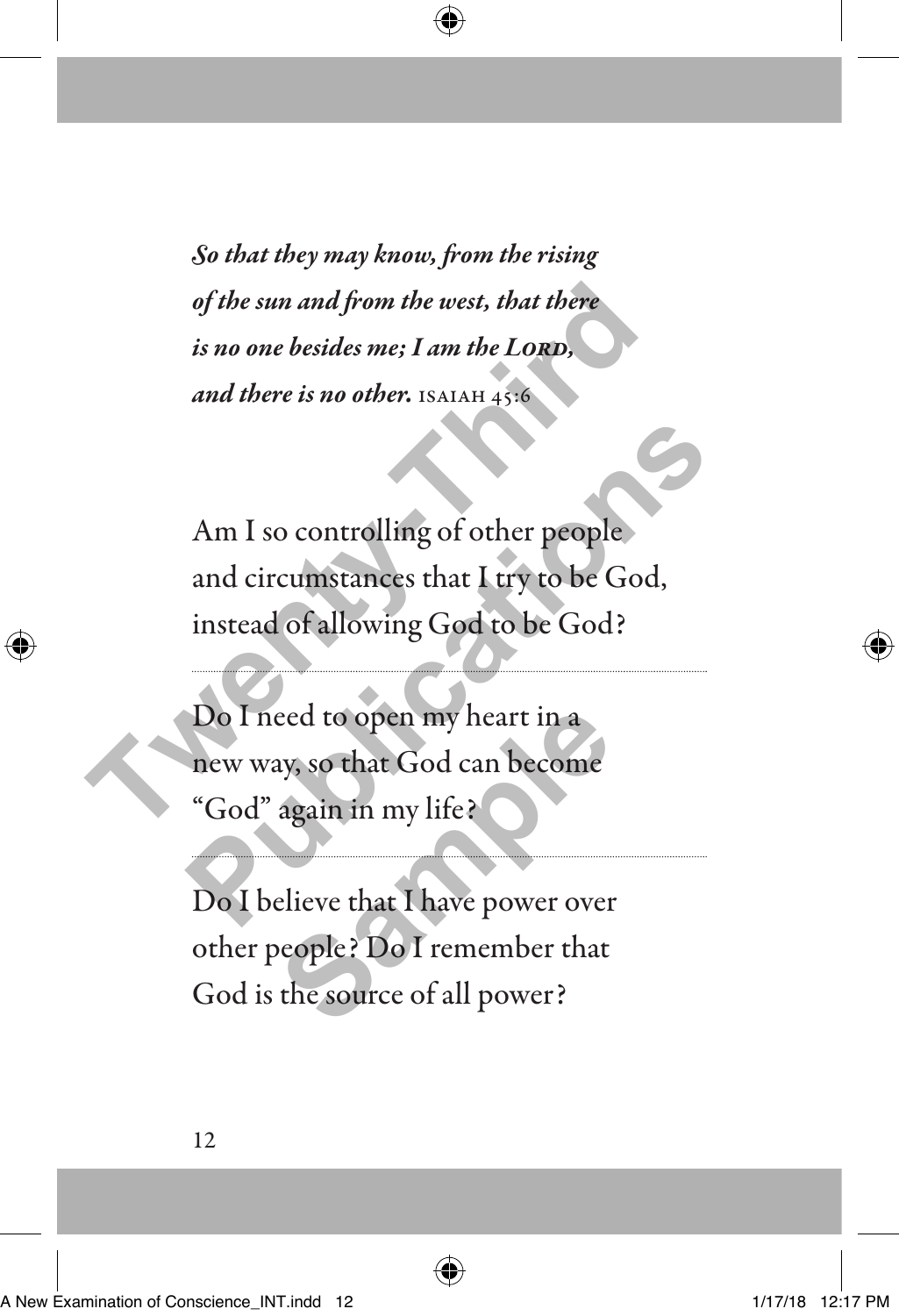***So that they may know, from the rising of the sun and from the west, that there is no one besides me; I am the LORD, and there is no other.*** ISAIAH 45:6

Am I so controlling of other people and circumstances that I try to be God, instead of allowing God to be God?

---

Do I need to open my heart in a new way, so that God can become "God" again in my life?

---

Do I believe that I have power over other people? Do I remember that God is the source of all power?